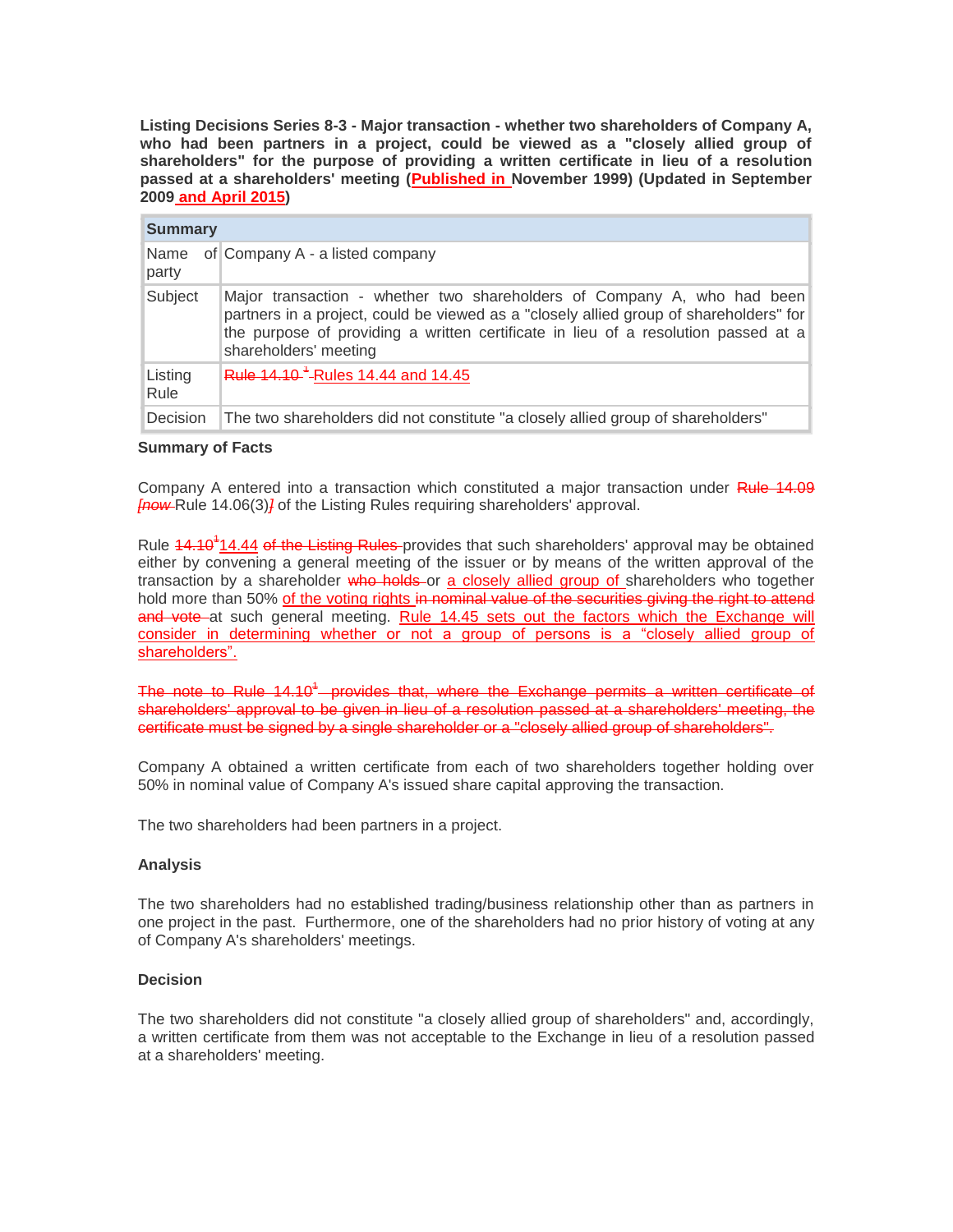**Listing Decisions Series 8-3 - Major transaction - whether two shareholders of Company A, who had been partners in a project, could be viewed as a "closely allied group of shareholders" for the purpose of providing a written certificate in lieu of a resolution passed at a shareholders' meeting (~~Published in~~ November 1999) (Updated in September 2009 and April 2015)**

| Summary | |
|---|---|
| Name of party | Company A - a listed company |
| Subject | Major transaction - whether two shareholders of Company A, who had been partners in a project, could be viewed as a "closely allied group of shareholders" for the purpose of providing a written certificate in lieu of a resolution passed at a shareholders' meeting |
| Listing Rule | ~~Rule 14.10 [1]~~ Rules 14.44 and 14.45 |
| Decision | The two shareholders did not constitute "a closely allied group of shareholders" |

**Summary of Facts**

Company A entered into a transaction which constituted a major transaction under ~~Rule 14.09~~ ~~[now~~ Rule 14.06(3)~~]~~ of the Listing Rules requiring shareholders' approval.

Rule ~~14.10[1]~~14.44 ~~of the Listing Rules~~ provides that such shareholders' approval may be obtained either by convening a general meeting of the issuer or by means of the written approval of the transaction by a shareholder ~~who holds~~ or a closely allied group of shareholders who together hold more than 50% of the voting rights ~~in nominal value of the securities giving the right to attend and vote~~ at such general meeting. Rule 14.45 sets out the factors which the Exchange will consider in determining whether or not a group of persons is a "closely allied group of shareholders".

~~The note to Rule 14.10[1] provides that, where the Exchange permits a written certificate of shareholders' approval to be given in lieu of a resolution passed at a shareholders' meeting, the certificate must be signed by a single shareholder or a "closely allied group of shareholders".~~

Company A obtained a written certificate from each of two shareholders together holding over 50% in nominal value of Company A's issued share capital approving the transaction.

The two shareholders had been partners in a project.

**Analysis**

The two shareholders had no established trading/business relationship other than as partners in one project in the past. Furthermore, one of the shareholders had no prior history of voting at any of Company A's shareholders' meetings.

**Decision**

The two shareholders did not constitute "a closely allied group of shareholders" and, accordingly, a written certificate from them was not acceptable to the Exchange in lieu of a resolution passed at a shareholders' meeting.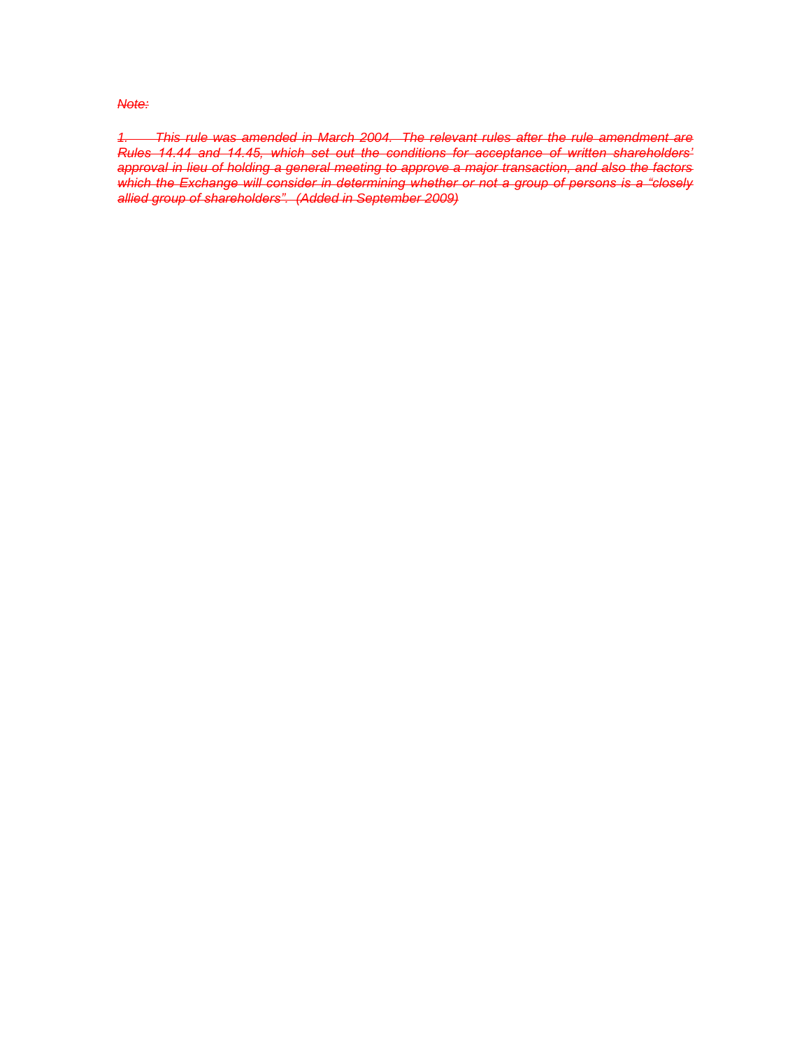~~*Note:*~~

~~*1. This rule was amended in March 2004. The relevant rules after the rule amendment are Rules 14.44 and 14.45, which set out the conditions for acceptance of written shareholders' approval in lieu of holding a general meeting to approve a major transaction, and also the factors which the Exchange will consider in determining whether or not a group of persons is a "closely allied group of shareholders". (Added in September 2009)*~~